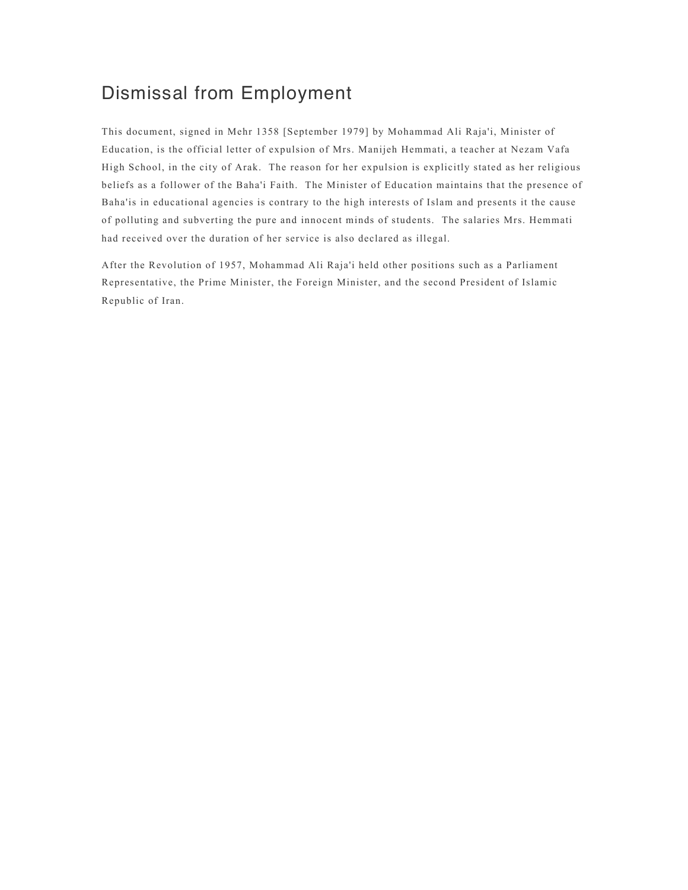# Dismissal from Employment

This document, signed in Mehr 1358 [September 1979] by Mohammad Ali Raja'i, Minister of Education, is the official letter of expulsion of Mrs. Manijeh Hemmati, a teacher at Nezam Vafa High School, in the city of Arak. The reason for her expulsion is explicitly stated as her religious beliefs as a follower of the Baha'i Faith. The Minister of Education maintains that the presence of Baha'is in educational agencies is contrary to the high interests of Islam and presents it the cause of polluting and subverting the pure and innocent minds of students. The salaries Mrs. Hemmati had received over the duration of her service is also declared as illegal.

After the Revolution of 1957, Mohammad Ali Raja'i held other positions such as a Parliament Representative, the Prime Minister, the Foreign Minister, and the second President of Islamic Republic of Iran.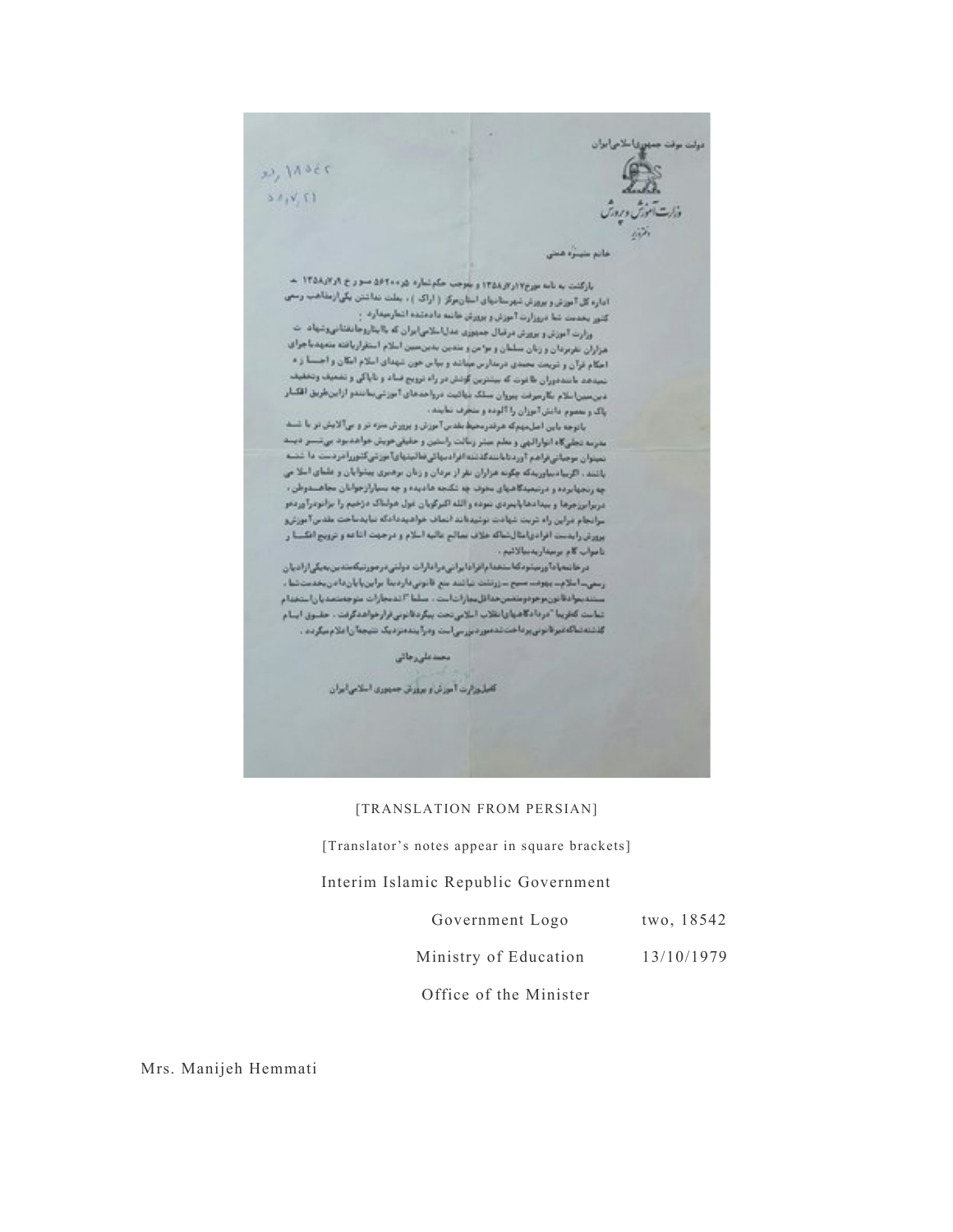دولت موقت جمهوری اسلامی ایران

وزارت آموزش و پرورش

دفتر وزیر

خانم منیژه همتی

محمدعلی رجائی

کفیل وزارت آموزش و پرورش جمهوری اسلامی ایران

[TRANSLATION FROM PERSIAN]

[Translator's notes appear in square brackets]

Interim Islamic Republic Government

| | |
|---|---|
| Government Logo | two, 18542 |
| Ministry of Education | 13/10/1979 |
| Office of the Minister | |

Mrs. Manijeh Hemmati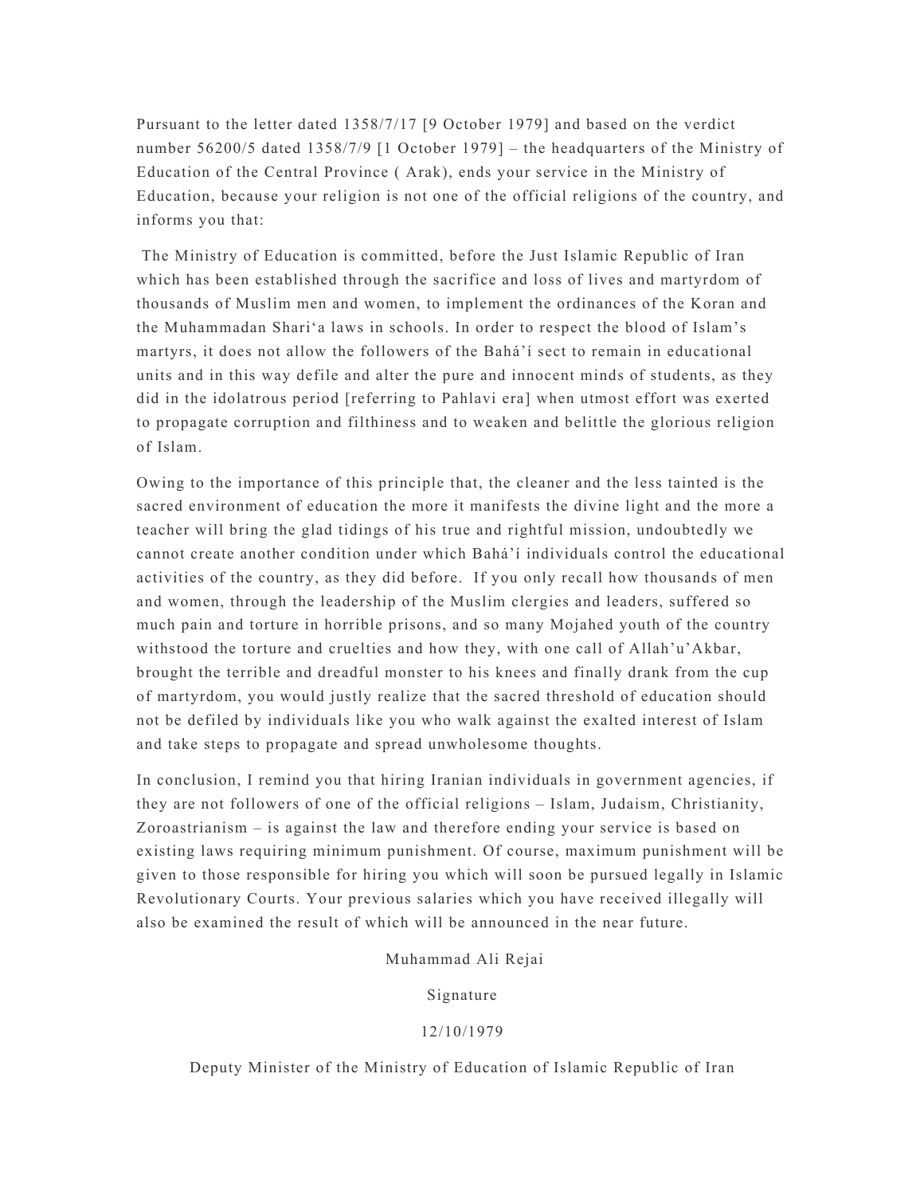Pursuant to the letter dated 1358/7/17 [9 October 1979] and based on the verdict number 56200/5 dated 1358/7/9 [1 October 1979] – the headquarters of the Ministry of Education of the Central Province ( Arak), ends your service in the Ministry of Education, because your religion is not one of the official religions of the country, and informs you that:

The Ministry of Education is committed, before the Just Islamic Republic of Iran which has been established through the sacrifice and loss of lives and martyrdom of thousands of Muslim men and women, to implement the ordinances of the Koran and the Muhammadan Shari'a laws in schools. In order to respect the blood of Islam's martyrs, it does not allow the followers of the Bahá'í sect to remain in educational units and in this way defile and alter the pure and innocent minds of students, as they did in the idolatrous period [referring to Pahlavi era] when utmost effort was exerted to propagate corruption and filthiness and to weaken and belittle the glorious religion of Islam.

Owing to the importance of this principle that, the cleaner and the less tainted is the sacred environment of education the more it manifests the divine light and the more a teacher will bring the glad tidings of his true and rightful mission, undoubtedly we cannot create another condition under which Bahá'í individuals control the educational activities of the country, as they did before. If you only recall how thousands of men and women, through the leadership of the Muslim clergies and leaders, suffered so much pain and torture in horrible prisons, and so many Mojahed youth of the country withstood the torture and cruelties and how they, with one call of Allah'u'Akbar, brought the terrible and dreadful monster to his knees and finally drank from the cup of martyrdom, you would justly realize that the sacred threshold of education should not be defiled by individuals like you who walk against the exalted interest of Islam and take steps to propagate and spread unwholesome thoughts.

In conclusion, I remind you that hiring Iranian individuals in government agencies, if they are not followers of one of the official religions – Islam, Judaism, Christianity, Zoroastrianism – is against the law and therefore ending your service is based on existing laws requiring minimum punishment. Of course, maximum punishment will be given to those responsible for hiring you which will soon be pursued legally in Islamic Revolutionary Courts. Your previous salaries which you have received illegally will also be examined the result of which will be announced in the near future.

Muhammad Ali Rejai

Signature

12/10/1979

Deputy Minister of the Ministry of Education of Islamic Republic of Iran